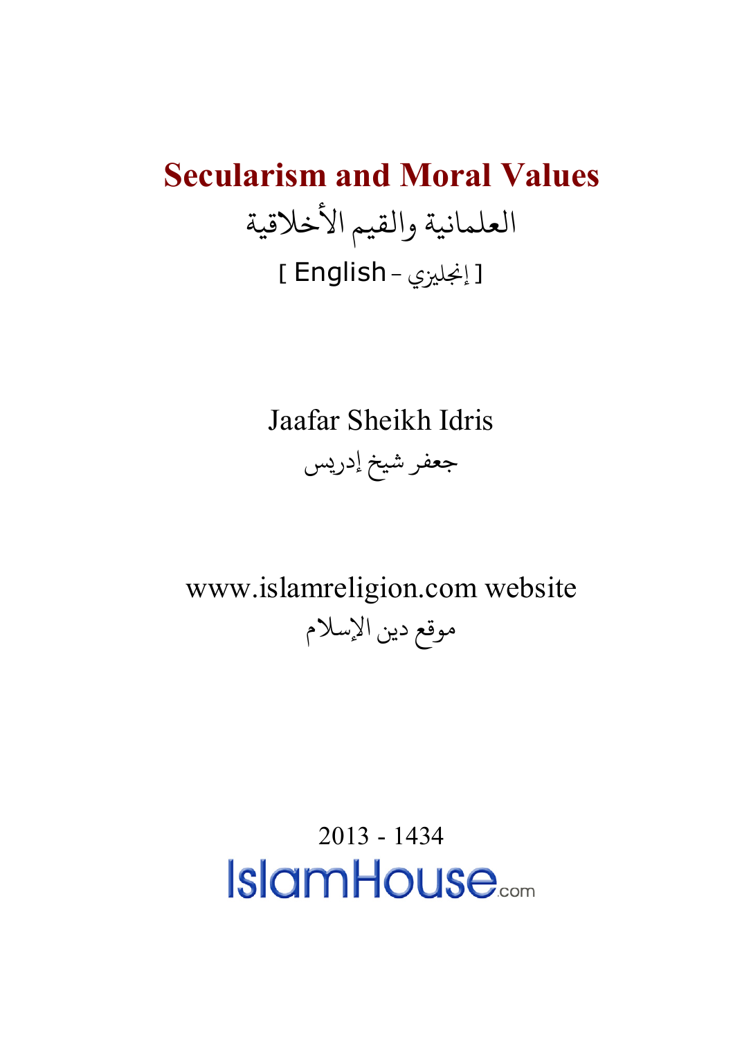# Secularism and Moral Values

العلمانية والقيم الأخلاقية

[ English - إنجليزي ]

Jaafar Sheikh Idris

جعفر شيخ إدريس

www.islamreligion.com website

موقع دين الإسلام

2013 - 1434

IslamHouse.com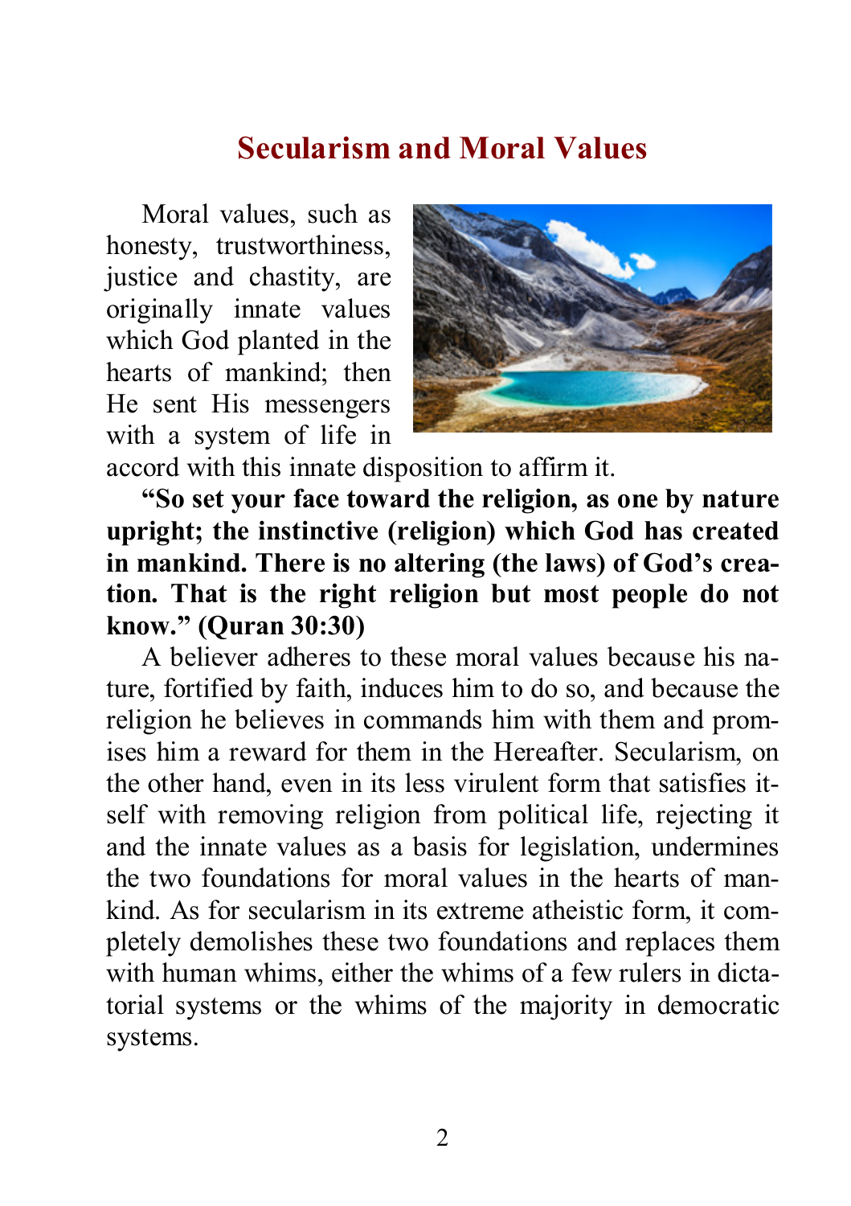## Secularism and Moral Values

Moral values, such as honesty, trustworthiness, justice and chastity, are originally innate values which God planted in the hearts of mankind; then He sent His messengers with a system of life in accord with this innate disposition to affirm it.

**"So set your face toward the religion, as one by nature upright; the instinctive (religion) which God has created in mankind. There is no altering (the laws) of God's creation. That is the right religion but most people do not know." (Quran 30:30)**

A believer adheres to these moral values because his nature, fortified by faith, induces him to do so, and because the religion he believes in commands him with them and promises him a reward for them in the Hereafter. Secularism, on the other hand, even in its less virulent form that satisfies itself with removing religion from political life, rejecting it and the innate values as a basis for legislation, undermines the two foundations for moral values in the hearts of mankind. As for secularism in its extreme atheistic form, it completely demolishes these two foundations and replaces them with human whims, either the whims of a few rulers in dictatorial systems or the whims of the majority in democratic systems.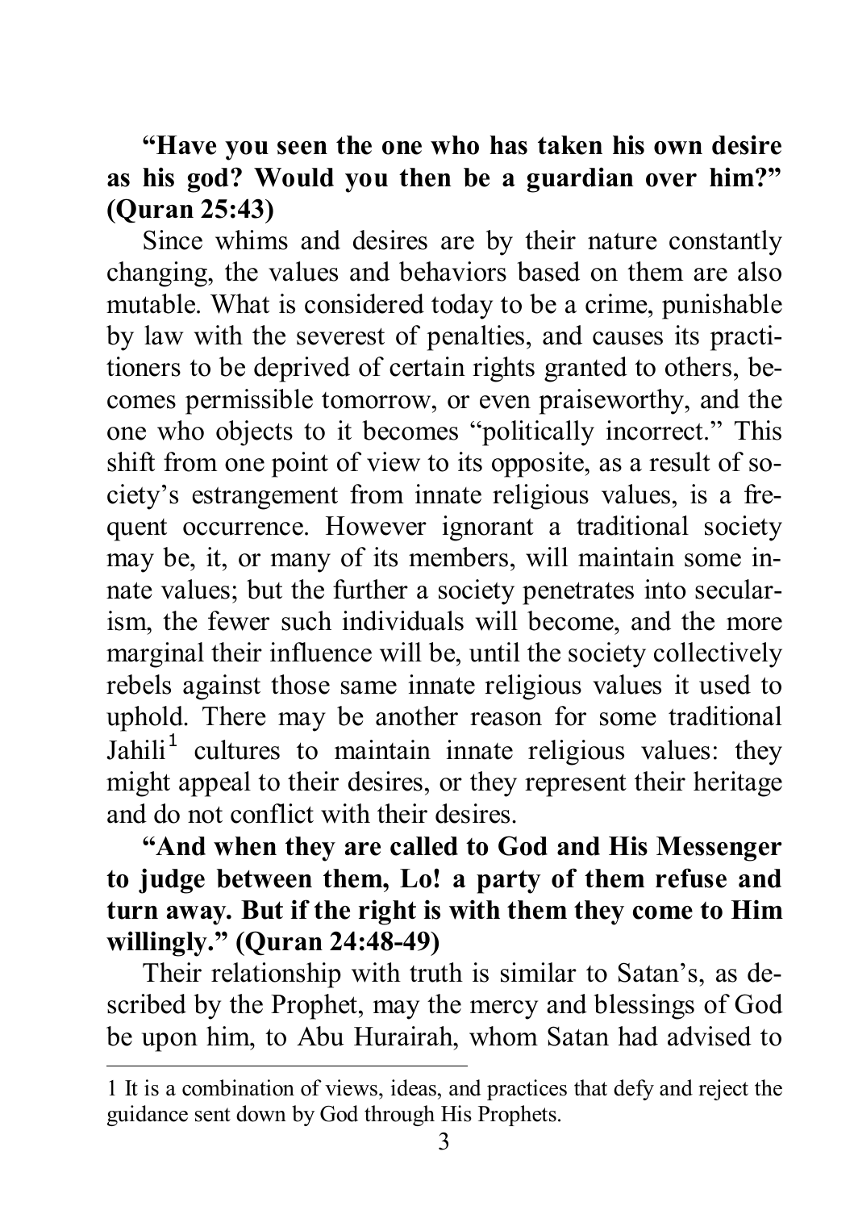**"Have you seen the one who has taken his own desire as his god? Would you then be a guardian over him?" (Quran 25:43)**

Since whims and desires are by their nature constantly changing, the values and behaviors based on them are also mutable. What is considered today to be a crime, punishable by law with the severest of penalties, and causes its practitioners to be deprived of certain rights granted to others, becomes permissible tomorrow, or even praiseworthy, and the one who objects to it becomes "politically incorrect." This shift from one point of view to its opposite, as a result of society's estrangement from innate religious values, is a frequent occurrence. However ignorant a traditional society may be, it, or many of its members, will maintain some innate values; but the further a society penetrates into secularism, the fewer such individuals will become, and the more marginal their influence will be, until the society collectively rebels against those same innate religious values it used to uphold. There may be another reason for some traditional Jahili[1] cultures to maintain innate religious values: they might appeal to their desires, or they represent their heritage and do not conflict with their desires.

**"And when they are called to God and His Messenger to judge between them, Lo! a party of them refuse and turn away. But if the right is with them they come to Him willingly." (Quran 24:48-49)**

Their relationship with truth is similar to Satan's, as described by the Prophet, may the mercy and blessings of God be upon him, to Abu Hurairah, whom Satan had advised to

---

1 It is a combination of views, ideas, and practices that defy and reject the guidance sent down by God through His Prophets.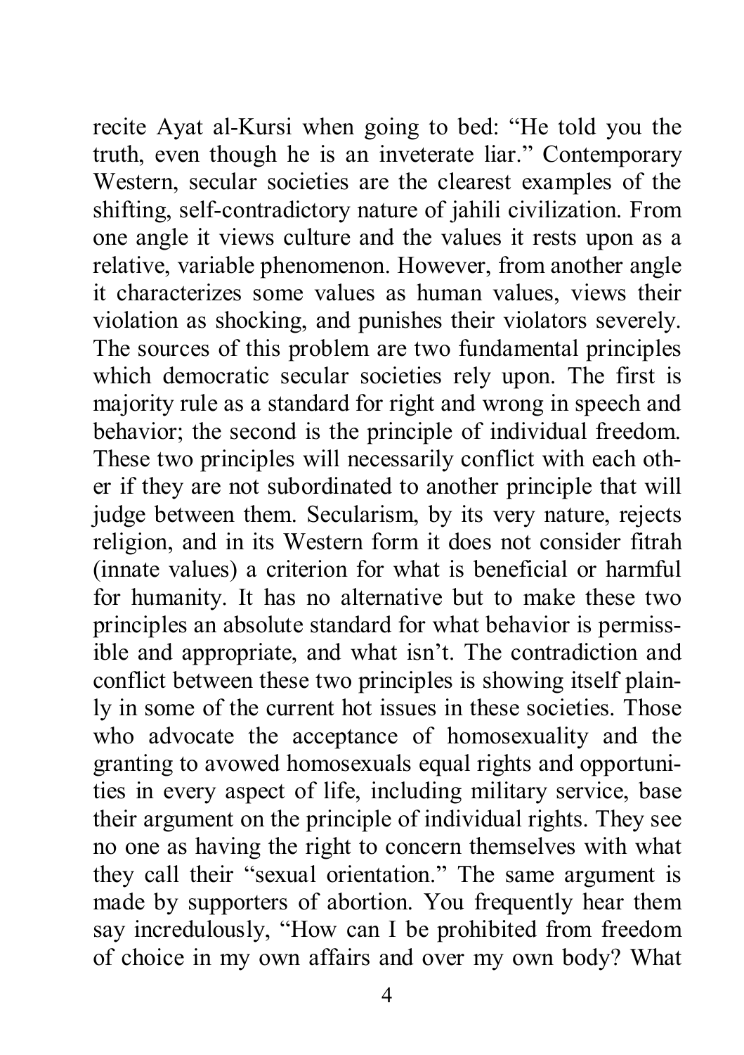recite Ayat al-Kursi when going to bed: “He told you the truth, even though he is an inveterate liar.” Contemporary Western, secular societies are the clearest examples of the shifting, self-contradictory nature of jahili civilization. From one angle it views culture and the values it rests upon as a relative, variable phenomenon. However, from another angle it characterizes some values as human values, views their violation as shocking, and punishes their violators severely. The sources of this problem are two fundamental principles which democratic secular societies rely upon. The first is majority rule as a standard for right and wrong in speech and behavior; the second is the principle of individual freedom. These two principles will necessarily conflict with each other if they are not subordinated to another principle that will judge between them. Secularism, by its very nature, rejects religion, and in its Western form it does not consider fitrah (innate values) a criterion for what is beneficial or harmful for humanity. It has no alternative but to make these two principles an absolute standard for what behavior is permissible and appropriate, and what isn’t. The contradiction and conflict between these two principles is showing itself plainly in some of the current hot issues in these societies. Those who advocate the acceptance of homosexuality and the granting to avowed homosexuals equal rights and opportunities in every aspect of life, including military service, base their argument on the principle of individual rights. They see no one as having the right to concern themselves with what they call their “sexual orientation.” The same argument is made by supporters of abortion. You frequently hear them say incredulously, “How can I be prohibited from freedom of choice in my own affairs and over my own body? What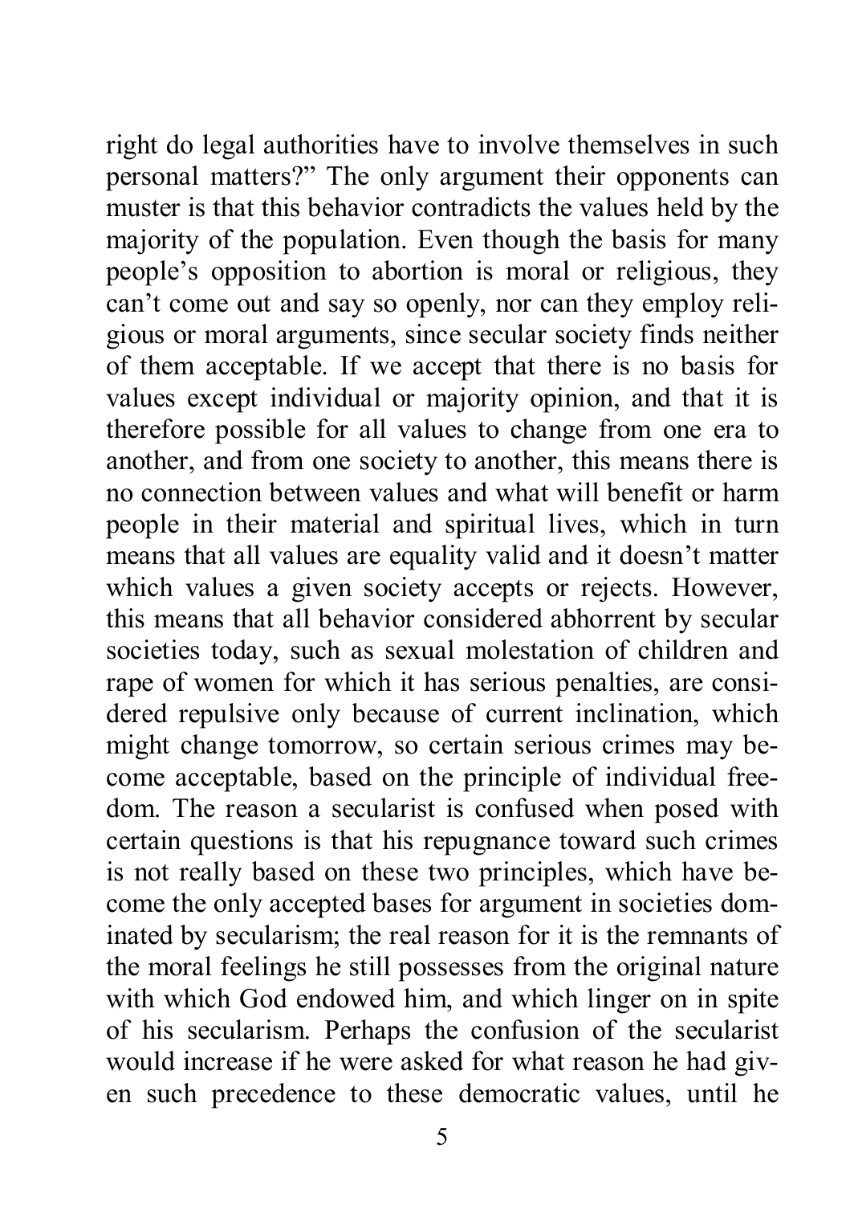right do legal authorities have to involve themselves in such personal matters?" The only argument their opponents can muster is that this behavior contradicts the values held by the majority of the population. Even though the basis for many people's opposition to abortion is moral or religious, they can't come out and say so openly, nor can they employ religious or moral arguments, since secular society finds neither of them acceptable. If we accept that there is no basis for values except individual or majority opinion, and that it is therefore possible for all values to change from one era to another, and from one society to another, this means there is no connection between values and what will benefit or harm people in their material and spiritual lives, which in turn means that all values are equality valid and it doesn't matter which values a given society accepts or rejects. However, this means that all behavior considered abhorrent by secular societies today, such as sexual molestation of children and rape of women for which it has serious penalties, are considered repulsive only because of current inclination, which might change tomorrow, so certain serious crimes may become acceptable, based on the principle of individual freedom. The reason a secularist is confused when posed with certain questions is that his repugnance toward such crimes is not really based on these two principles, which have become the only accepted bases for argument in societies dominated by secularism; the real reason for it is the remnants of the moral feelings he still possesses from the original nature with which God endowed him, and which linger on in spite of his secularism. Perhaps the confusion of the secularist would increase if he were asked for what reason he had given such precedence to these democratic values, until he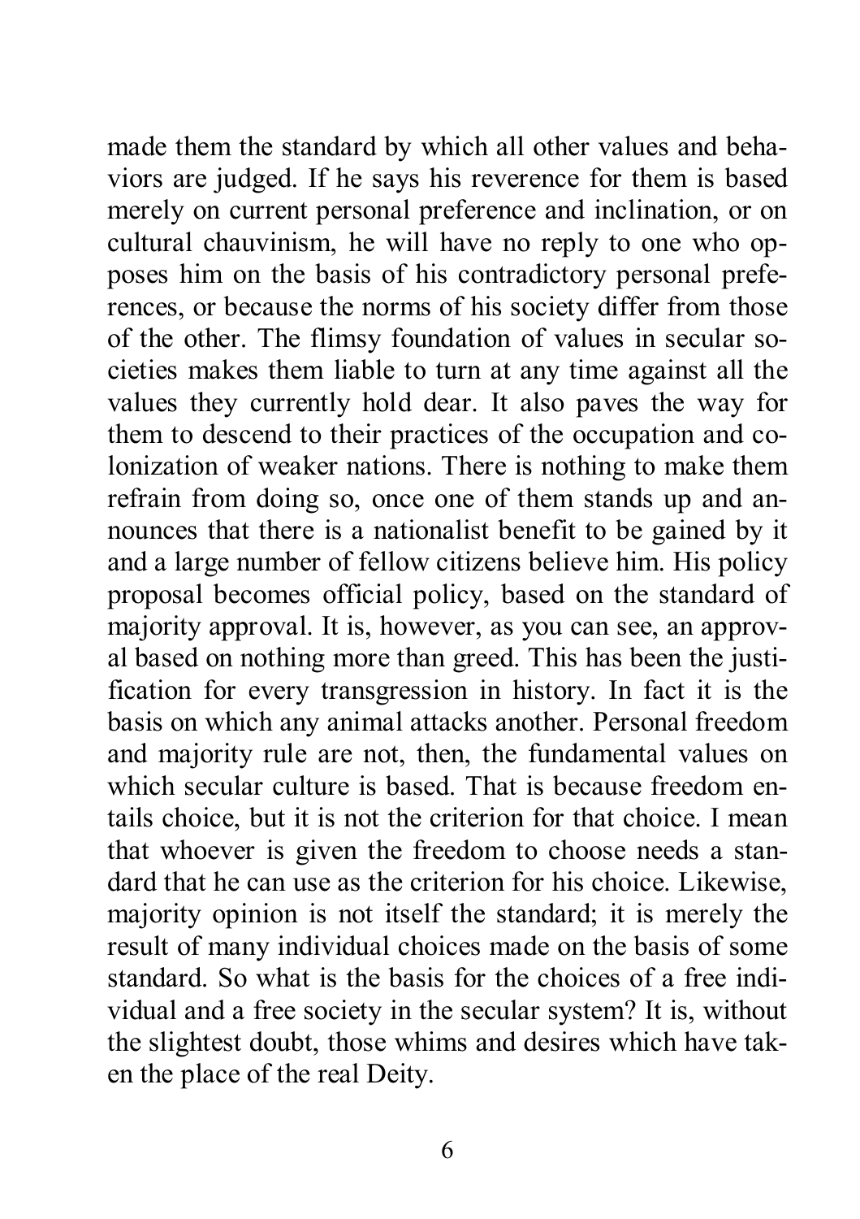made them the standard by which all other values and behaviors are judged. If he says his reverence for them is based merely on current personal preference and inclination, or on cultural chauvinism, he will have no reply to one who opposes him on the basis of his contradictory personal preferences, or because the norms of his society differ from those of the other. The flimsy foundation of values in secular societies makes them liable to turn at any time against all the values they currently hold dear. It also paves the way for them to descend to their practices of the occupation and colonization of weaker nations. There is nothing to make them refrain from doing so, once one of them stands up and announces that there is a nationalist benefit to be gained by it and a large number of fellow citizens believe him. His policy proposal becomes official policy, based on the standard of majority approval. It is, however, as you can see, an approval based on nothing more than greed. This has been the justification for every transgression in history. In fact it is the basis on which any animal attacks another. Personal freedom and majority rule are not, then, the fundamental values on which secular culture is based. That is because freedom entails choice, but it is not the criterion for that choice. I mean that whoever is given the freedom to choose needs a standard that he can use as the criterion for his choice. Likewise, majority opinion is not itself the standard; it is merely the result of many individual choices made on the basis of some standard. So what is the basis for the choices of a free individual and a free society in the secular system? It is, without the slightest doubt, those whims and desires which have taken the place of the real Deity.